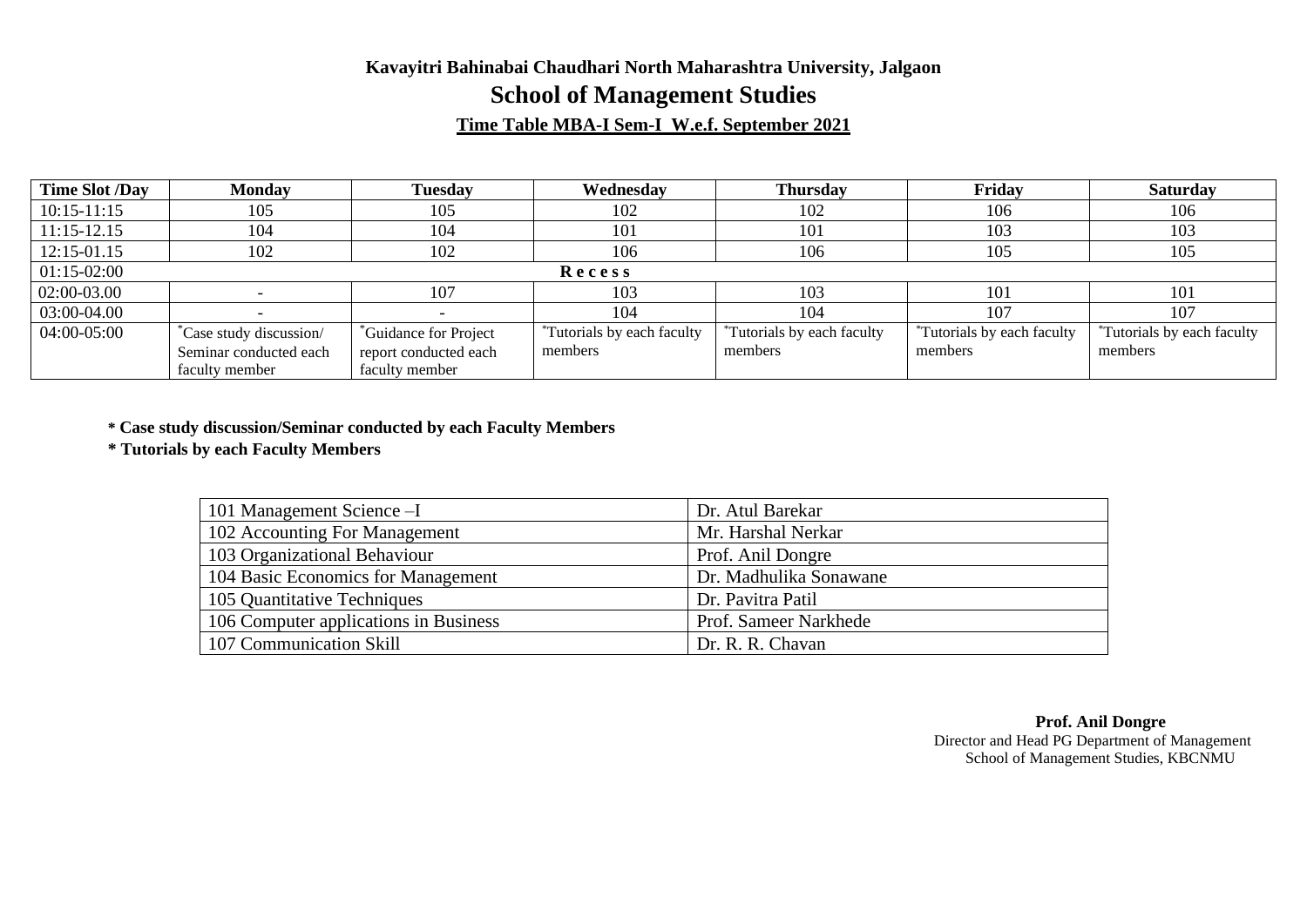# Kavayitri Bahinabai Chaudhari North Maharashtra University, Jalgaon

## School of Management Studies

### Time Table MBA-I Sem-I W.e.f. September 2021

| Time Slot /Day | Monday | Tuesday | Wednesday | Thursday | Friday | Saturday |
|---|---|---|---|---|---|---|
| 10:15-11:15 | 105 | 105 | 102 | 102 | 106 | 106 |
| 11:15-12.15 | 104 | 104 | 101 | 101 | 103 | 103 |
| 12:15-01.15 | 102 | 102 | 106 | 106 | 105 | 105 |
| 01:15-02:00 | Recess | | | | | |
| 02:00-03.00 | - | 107 | 103 | 103 | 101 | 101 |
| 03:00-04.00 | - | - | 104 | 104 | 107 | 107 |
| 04:00-05:00 | *Case study discussion/ Seminar conducted each faculty member | *Guidance for Project report conducted each faculty member | *Tutorials by each faculty members | *Tutorials by each faculty members | *Tutorials by each faculty members | *Tutorials by each faculty members |

**\* Case study discussion/Seminar conducted by each Faculty Members**

**\* Tutorials by each Faculty Members**

| Subject | Faculty |
|---|---|
| 101 Management Science –I | Dr. Atul Barekar |
| 102 Accounting For Management | Mr. Harshal Nerkar |
| 103 Organizational Behaviour | Prof. Anil Dongre |
| 104 Basic Economics for Management | Dr. Madhulika Sonawane |
| 105 Quantitative Techniques | Dr. Pavitra Patil |
| 106 Computer applications in Business | Prof. Sameer Narkhede |
| 107 Communication Skill | Dr. R. R. Chavan |

**Prof. Anil Dongre**
Director and Head PG Department of Management
School of Management Studies, KBCNMU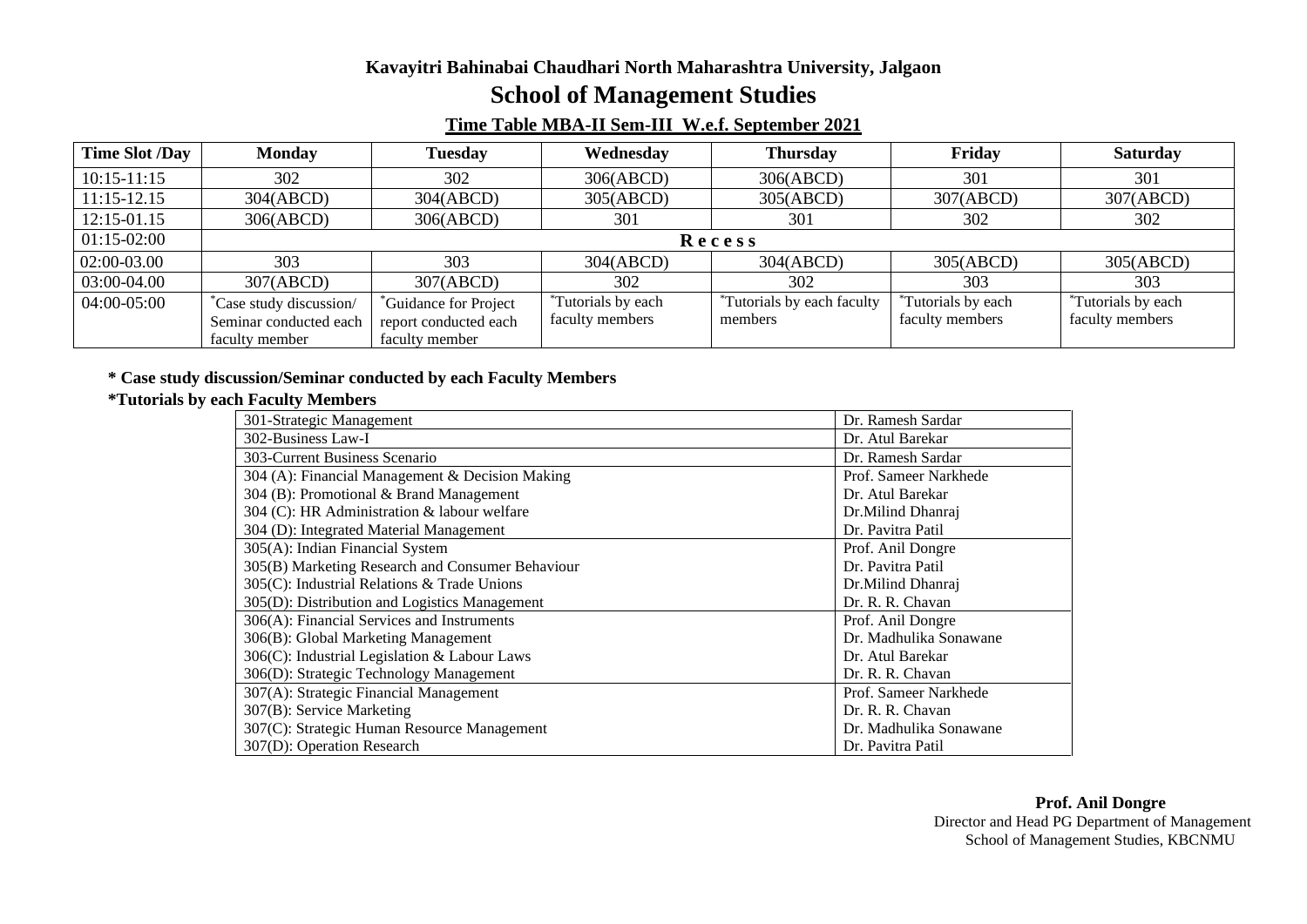**Kavayitri Bahinabai Chaudhari North Maharashtra University, Jalgaon**

## School of Management Studies

**Time Table MBA-II Sem-III W.e.f. September 2021**

| Time Slot /Day | Monday | Tuesday | Wednesday | Thursday | Friday | Saturday |
|---|---|---|---|---|---|---|
| 10:15-11:15 | 302 | 302 | 306(ABCD) | 306(ABCD) | 301 | 301 |
| 11:15-12.15 | 304(ABCD) | 304(ABCD) | 305(ABCD) | 305(ABCD) | 307(ABCD) | 307(ABCD) |
| 12:15-01.15 | 306(ABCD) | 306(ABCD) | 301 | 301 | 302 | 302 |
| 01:15-02:00 | Recess | | | | | |
| 02:00-03.00 | 303 | 303 | 304(ABCD) | 304(ABCD) | 305(ABCD) | 305(ABCD) |
| 03:00-04.00 | 307(ABCD) | 307(ABCD) | 302 | 302 | 303 | 303 |
| 04:00-05:00 | *Case study discussion/ Seminar conducted each faculty member | *Guidance for Project report conducted each faculty member | *Tutorials by each faculty members | *Tutorials by each faculty members | *Tutorials by each faculty members | *Tutorials by each faculty members |

**\* Case study discussion/Seminar conducted by each Faculty Members**

**\*Tutorials by each Faculty Members**

| Subject | Faculty |
|---|---|
| 301-Strategic Management | Dr. Ramesh Sardar |
| 302-Business Law-I | Dr. Atul Barekar |
| 303-Current Business Scenario | Dr. Ramesh Sardar |
| 304 (A): Financial Management & Decision Making | Prof. Sameer Narkhede |
| 304 (B): Promotional & Brand Management | Dr. Atul Barekar |
| 304 (C): HR Administration & labour welfare | Dr.Milind Dhanraj |
| 304 (D): Integrated Material Management | Dr. Pavitra Patil |
| 305(A): Indian Financial System | Prof. Anil Dongre |
| 305(B) Marketing Research and Consumer Behaviour | Dr. Pavitra Patil |
| 305(C): Industrial Relations & Trade Unions | Dr.Milind Dhanraj |
| 305(D): Distribution and Logistics Management | Dr. R. R. Chavan |
| 306(A): Financial Services and Instruments | Prof. Anil Dongre |
| 306(B): Global Marketing Management | Dr. Madhulika Sonawane |
| 306(C): Industrial Legislation & Labour Laws | Dr. Atul Barekar |
| 306(D): Strategic Technology Management | Dr. R. R. Chavan |
| 307(A): Strategic Financial Management | Prof. Sameer Narkhede |
| 307(B): Service Marketing | Dr. R. R. Chavan |
| 307(C): Strategic Human Resource Management | Dr. Madhulika Sonawane |
| 307(D): Operation Research | Dr. Pavitra Patil |

**Prof. Anil Dongre**
Director and Head PG Department of Management
School of Management Studies, KBCNMU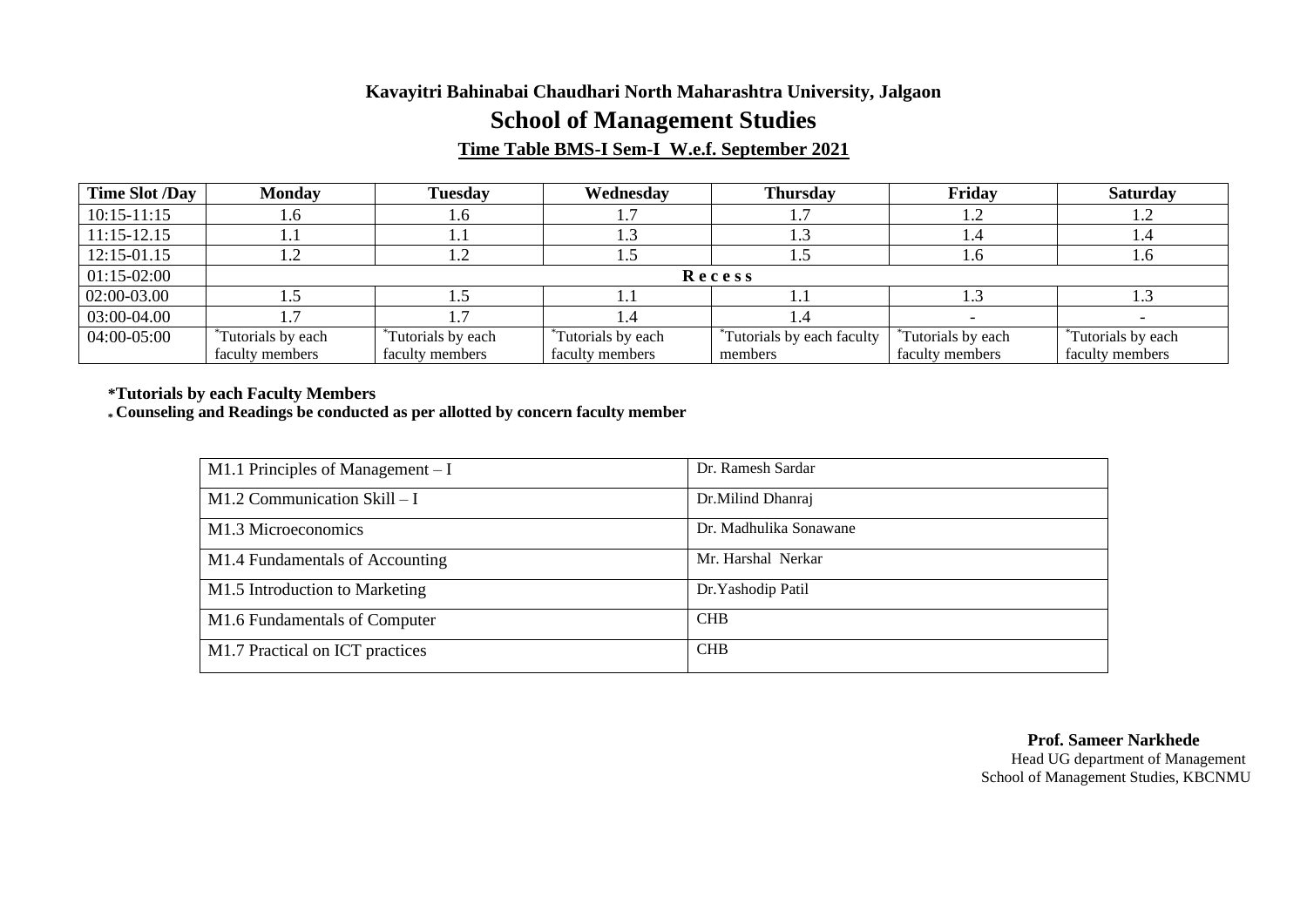**Kavayitri Bahinabai Chaudhari North Maharashtra University, Jalgaon**

## School of Management Studies

**Time Table BMS-I Sem-I W.e.f. September 2021**

| Time Slot /Day | Monday | Tuesday | Wednesday | Thursday | Friday | Saturday |
|---|---|---|---|---|---|---|
| 10:15-11:15 | 1.6 | 1.6 | 1.7 | 1.7 | 1.2 | 1.2 |
| 11:15-12.15 | 1.1 | 1.1 | 1.3 | 1.3 | 1.4 | 1.4 |
| 12:15-01.15 | 1.2 | 1.2 | 1.5 | 1.5 | 1.6 | 1.6 |
| 01:15-02:00 | Recess | | | | | |
| 02:00-03.00 | 1.5 | 1.5 | 1.1 | 1.1 | 1.3 | 1.3 |
| 03:00-04.00 | 1.7 | 1.7 | 1.4 | 1.4 | - | - |
| 04:00-05:00 | *Tutorials by each faculty members | *Tutorials by each faculty members | *Tutorials by each faculty members | *Tutorials by each faculty members | *Tutorials by each faculty members | *Tutorials by each faculty members |

**\*Tutorials by each Faculty Members**

**\* Counseling and Readings be conducted as per allotted by concern faculty member**

| Subject | Faculty |
|---|---|
| M1.1 Principles of Management – I | Dr. Ramesh Sardar |
| M1.2 Communication Skill – I | Dr.Milind Dhanraj |
| M1.3 Microeconomics | Dr. Madhulika Sonawane |
| M1.4 Fundamentals of Accounting | Mr. Harshal Nerkar |
| M1.5 Introduction to Marketing | Dr.Yashodip Patil |
| M1.6 Fundamentals of Computer | CHB |
| M1.7 Practical on ICT practices | CHB |

**Prof. Sameer Narkhede**
Head UG department of Management
School of Management Studies, KBCNMU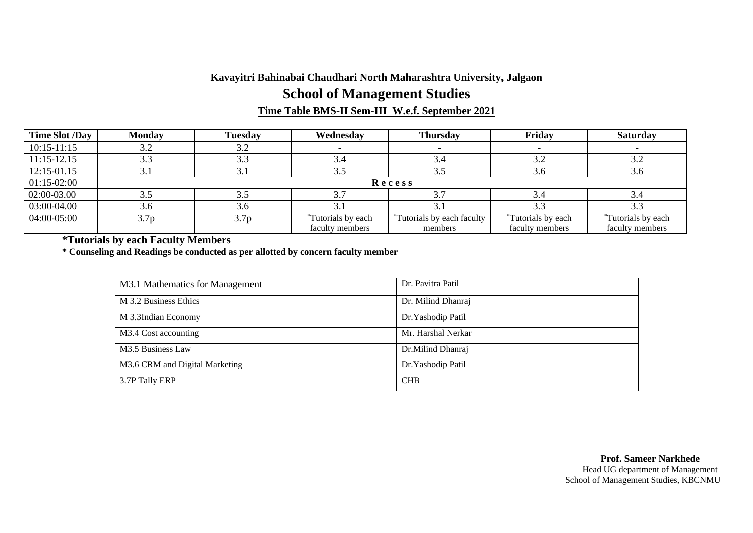**Kavayitri Bahinabai Chaudhari North Maharashtra University, Jalgaon**

# School of Management Studies

**Time Table BMS-II Sem-III W.e.f. September 2021**

| Time Slot /Day | Monday | Tuesday | Wednesday | Thursday | Friday | Saturday |
|---|---|---|---|---|---|---|
| 10:15-11:15 | 3.2 | 3.2 | - | - | - | - |
| 11:15-12.15 | 3.3 | 3.3 | 3.4 | 3.4 | 3.2 | 3.2 |
| 12:15-01.15 | 3.1 | 3.1 | 3.5 | 3.5 | 3.6 | 3.6 |
| 01:15-02:00 | Recess | | | | | |
| 02:00-03.00 | 3.5 | 3.5 | 3.7 | 3.7 | 3.4 | 3.4 |
| 03:00-04.00 | 3.6 | 3.6 | 3.1 | 3.1 | 3.3 | 3.3 |
| 04:00-05:00 | 3.7p | 3.7p | *Tutorials by each faculty members | *Tutorials by each faculty members | *Tutorials by each faculty members | *Tutorials by each faculty members |

**\*Tutorials by each Faculty Members**

**\* Counseling and Readings be conducted as per allotted by concern faculty member**

| Subject | Faculty |
|---|---|
| M3.1 Mathematics for Management | Dr. Pavitra Patil |
| M 3.2 Business Ethics | Dr. Milind Dhanraj |
| M 3.3Indian Economy | Dr.Yashodip Patil |
| M3.4 Cost accounting | Mr. Harshal Nerkar |
| M3.5 Business Law | Dr.Milind Dhanraj |
| M3.6 CRM and Digital Marketing | Dr.Yashodip Patil |
| 3.7P Tally ERP | CHB |

**Prof. Sameer Narkhede**
Head UG department of Management
School of Management Studies, KBCNMU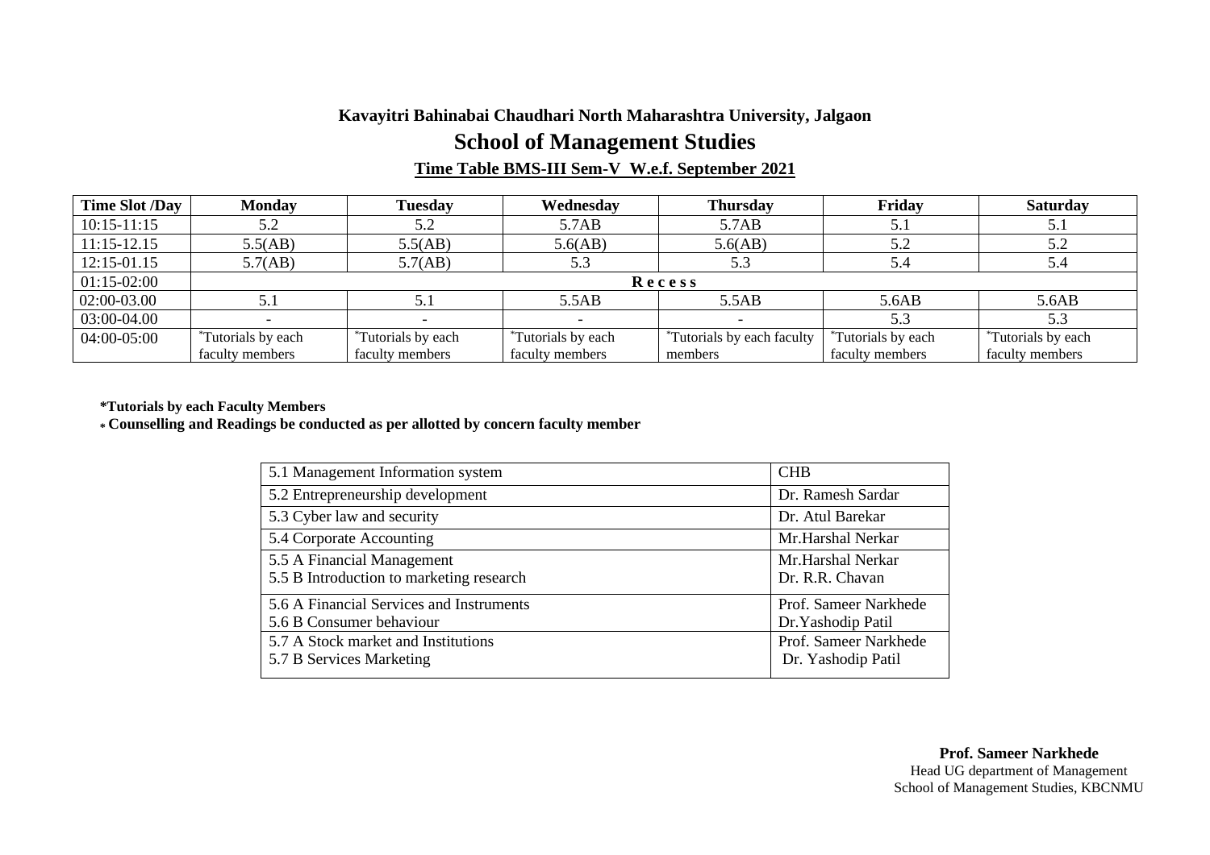**Kavayitri Bahinabai Chaudhari North Maharashtra University, Jalgaon**

## School of Management Studies

**Time Table BMS-III Sem-V W.e.f. September 2021**

| Time Slot /Day | Monday | Tuesday | Wednesday | Thursday | Friday | Saturday |
|---|---|---|---|---|---|---|
| 10:15-11:15 | 5.2 | 5.2 | 5.7AB | 5.7AB | 5.1 | 5.1 |
| 11:15-12.15 | 5.5(AB) | 5.5(AB) | 5.6(AB) | 5.6(AB) | 5.2 | 5.2 |
| 12:15-01.15 | 5.7(AB) | 5.7(AB) | 5.3 | 5.3 | 5.4 | 5.4 |
| 01:15-02:00 | Recess | | | | | |
| 02:00-03.00 | 5.1 | 5.1 | 5.5AB | 5.5AB | 5.6AB | 5.6AB |
| 03:00-04.00 | - | - | - | - | 5.3 | 5.3 |
| 04:00-05:00 | *Tutorials by each faculty members | *Tutorials by each faculty members | *Tutorials by each faculty members | *Tutorials by each faculty members | *Tutorials by each faculty members | *Tutorials by each faculty members |

**\*Tutorials by each Faculty Members**

**\* Counselling and Readings be conducted as per allotted by concern faculty member**

| | |
|---|---|
| 5.1 Management Information system | CHB |
| 5.2 Entrepreneurship development | Dr. Ramesh Sardar |
| 5.3 Cyber law and security | Dr. Atul Barekar |
| 5.4 Corporate Accounting | Mr.Harshal Nerkar |
| 5.5 A Financial Management<br>5.5 B Introduction to marketing research | Mr.Harshal Nerkar<br>Dr. R.R. Chavan |
| 5.6 A Financial Services and Instruments<br>5.6 B Consumer behaviour | Prof. Sameer Narkhede<br>Dr.Yashodip Patil |
| 5.7 A Stock market and Institutions<br>5.7 B Services Marketing | Prof. Sameer Narkhede<br>Dr. Yashodip Patil |

**Prof. Sameer Narkhede**
Head UG department of Management
School of Management Studies, KBCNMU